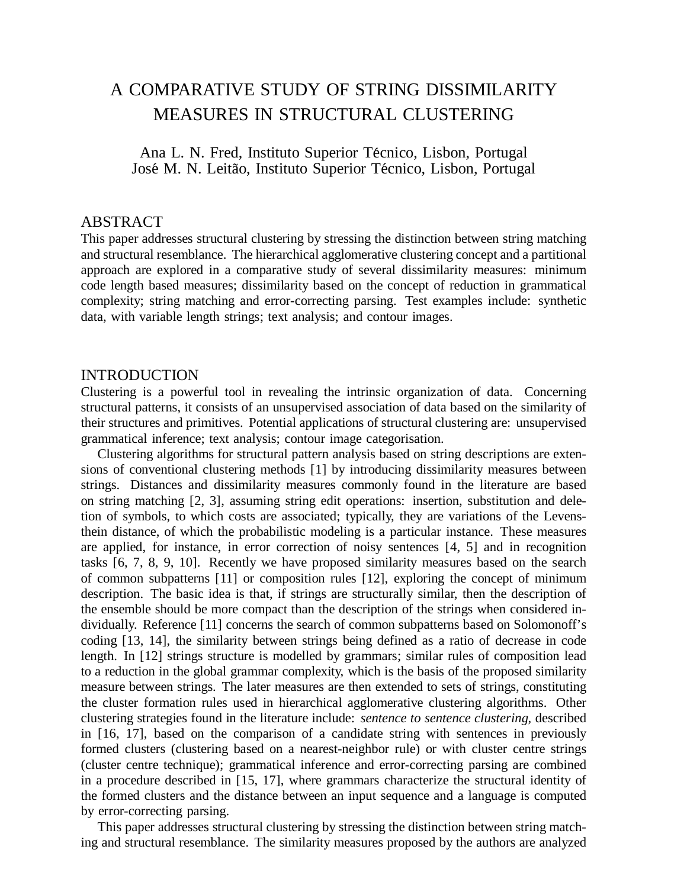# A COMPARATIVE STUDY OF STRING DISSIMILARITY MEASURES IN STRUCTURAL CLUSTERING

Ana L. N. Fred, Instituto Superior Técnico, Lisbon, Portugal
José M. N. Leitão, Instituto Superior Técnico, Lisbon, Portugal

## ABSTRACT

This paper addresses structural clustering by stressing the distinction between string matching and structural resemblance. The hierarchical agglomerative clustering concept and a partitional approach are explored in a comparative study of several dissimilarity measures: minimum code length based measures; dissimilarity based on the concept of reduction in grammatical complexity; string matching and error-correcting parsing. Test examples include: synthetic data, with variable length strings; text analysis; and contour images.

## INTRODUCTION

Clustering is a powerful tool in revealing the intrinsic organization of data. Concerning structural patterns, it consists of an unsupervised association of data based on the similarity of their structures and primitives. Potential applications of structural clustering are: unsupervised grammatical inference; text analysis; contour image categorisation.

Clustering algorithms for structural pattern analysis based on string descriptions are extensions of conventional clustering methods [1] by introducing dissimilarity measures between strings. Distances and dissimilarity measures commonly found in the literature are based on string matching [2, 3], assuming string edit operations: insertion, substitution and deletion of symbols, to which costs are associated; typically, they are variations of the Levensthein distance, of which the probabilistic modeling is a particular instance. These measures are applied, for instance, in error correction of noisy sentences [4, 5] and in recognition tasks [6, 7, 8, 9, 10]. Recently we have proposed similarity measures based on the search of common subpatterns [11] or composition rules [12], exploring the concept of minimum description. The basic idea is that, if strings are structurally similar, then the description of the ensemble should be more compact than the description of the strings when considered individually. Reference [11] concerns the search of common subpatterns based on Solomonoff's coding [13, 14], the similarity between strings being defined as a ratio of decrease in code length. In [12] strings structure is modelled by grammars; similar rules of composition lead to a reduction in the global grammar complexity, which is the basis of the proposed similarity measure between strings. The later measures are then extended to sets of strings, constituting the cluster formation rules used in hierarchical agglomerative clustering algorithms. Other clustering strategies found in the literature include: *sentence to sentence clustering*, described in [16, 17], based on the comparison of a candidate string with sentences in previously formed clusters (clustering based on a nearest-neighbor rule) or with cluster centre strings (cluster centre technique); grammatical inference and error-correcting parsing are combined in a procedure described in [15, 17], where grammars characterize the structural identity of the formed clusters and the distance between an input sequence and a language is computed by error-correcting parsing.

This paper addresses structural clustering by stressing the distinction between string matching and structural resemblance. The similarity measures proposed by the authors are analyzed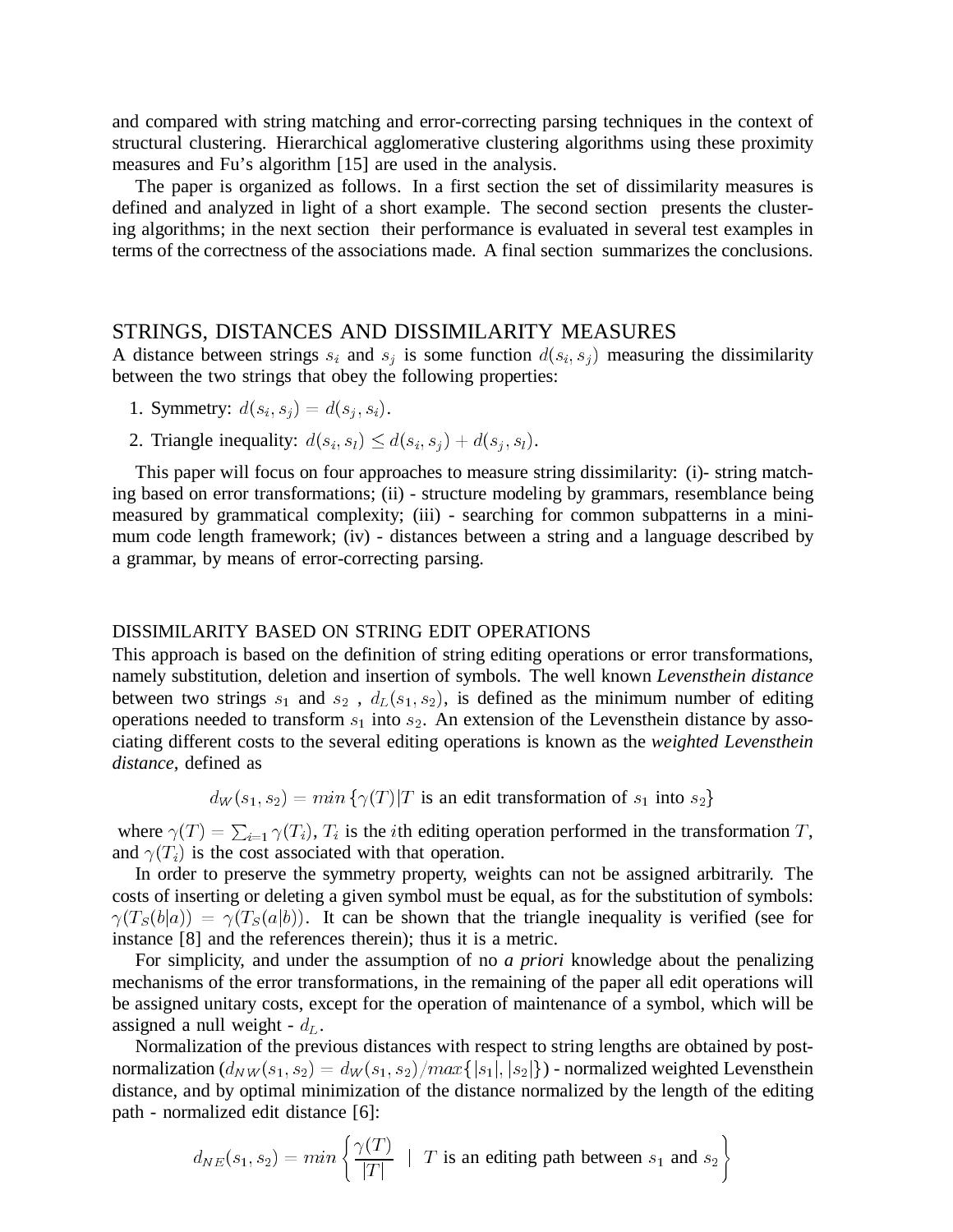and compared with string matching and error-correcting parsing techniques in the context of structural clustering. Hierarchical agglomerative clustering algorithms using these proximity measures and Fu's algorithm [15] are used in the analysis.

The paper is organized as follows. In a first section the set of dissimilarity measures is defined and analyzed in light of a short example. The second section presents the clustering algorithms; in the next section their performance is evaluated in several test examples in terms of the correctness of the associations made. A final section summarizes the conclusions.

## STRINGS, DISTANCES AND DISSIMILARITY MEASURES

A distance between strings $s_i$ and $s_j$ is some function $d(s_i, s_j)$ measuring the dissimilarity between the two strings that obey the following properties:

1. Symmetry: $d(s_i, s_j) = d(s_j, s_i)$.
2. Triangle inequality: $d(s_i, s_l) \leq d(s_i, s_j) + d(s_j, s_l)$.

This paper will focus on four approaches to measure string dissimilarity: (i)- string matching based on error transformations; (ii) - structure modeling by grammars, resemblance being measured by grammatical complexity; (iii) - searching for common subpatterns in a minimum code length framework; (iv) - distances between a string and a language described by a grammar, by means of error-correcting parsing.

### DISSIMILARITY BASED ON STRING EDIT OPERATIONS

This approach is based on the definition of string editing operations or error transformations, namely substitution, deletion and insertion of symbols. The well known *Levensthein distance* between two strings $s_1$ and $s_2$ , $d_L(s_1, s_2)$, is defined as the minimum number of editing operations needed to transform $s_1$ into $s_2$. An extension of the Levensthein distance by associating different costs to the several editing operations is known as the *weighted Levensthein distance*, defined as

$$d_W(s_1, s_2) = min\left\{\gamma(T) | T \text{ is an edit transformation of } s_1 \text{ into } s_2\right\}$$

where $\gamma(T) = \sum_{i=1} \gamma(T_i)$, $T_i$ is the $i$th editing operation performed in the transformation $T$, and $\gamma(T_i)$ is the cost associated with that operation.

In order to preserve the symmetry property, weights can not be assigned arbitrarily. The costs of inserting or deleting a given symbol must be equal, as for the substitution of symbols: $\gamma(T_S(b|a)) = \gamma(T_S(a|b))$. It can be shown that the triangle inequality is verified (see for instance [8] and the references therein); thus it is a metric.

For simplicity, and under the assumption of no *a priori* knowledge about the penalizing mechanisms of the error transformations, in the remaining of the paper all edit operations will be assigned unitary costs, except for the operation of maintenance of a symbol, which will be assigned a null weight - $d_L$.

Normalization of the previous distances with respect to string lengths are obtained by post-normalization ($d_{NW}(s_1, s_2) = d_W(s_1, s_2)/max\{|s_1|, |s_2|\}$) - normalized weighted Levensthein distance, and by optimal minimization of the distance normalized by the length of the editing path - normalized edit distance [6]:

$$d_{NE}(s_1, s_2) = min\left\{\frac{\gamma(T)}{|T|} \ \mid \ T \text{ is an editing path between } s_1 \text{ and } s_2\right\}$$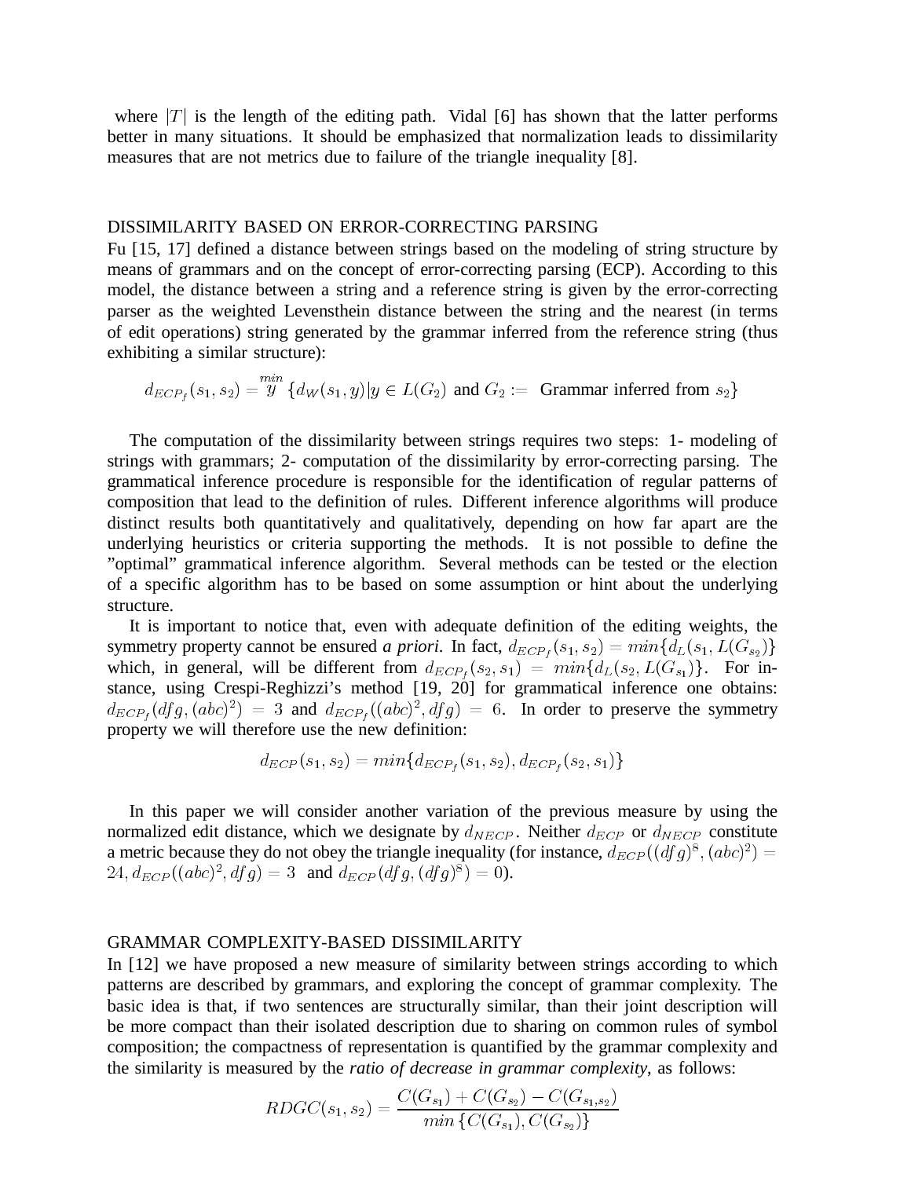where $|T|$ is the length of the editing path. Vidal [6] has shown that the latter performs better in many situations. It should be emphasized that normalization leads to dissimilarity measures that are not metrics due to failure of the triangle inequality [8].

## DISSIMILARITY BASED ON ERROR-CORRECTING PARSING

Fu [15, 17] defined a distance between strings based on the modeling of string structure by means of grammars and on the concept of error-correcting parsing (ECP). According to this model, the distance between a string and a reference string is given by the error-correcting parser as the weighted Levensthein distance between the string and the nearest (in terms of edit operations) string generated by the grammar inferred from the reference string (thus exhibiting a similar structure):

$$d_{ECP_f}(s_1, s_2) = \overset{min}{y} \{d_W(s_1, y) | y \in L(G_2) \text{ and } G_2 := \text{ Grammar inferred from } s_2\}$$

The computation of the dissimilarity between strings requires two steps: 1- modeling of strings with grammars; 2- computation of the dissimilarity by error-correcting parsing. The grammatical inference procedure is responsible for the identification of regular patterns of composition that lead to the definition of rules. Different inference algorithms will produce distinct results both quantitatively and qualitatively, depending on how far apart are the underlying heuristics or criteria supporting the methods. It is not possible to define the "optimal" grammatical inference algorithm. Several methods can be tested or the election of a specific algorithm has to be based on some assumption or hint about the underlying structure.

It is important to notice that, even with adequate definition of the editing weights, the symmetry property cannot be ensured ***a priori***. In fact, $d_{ECP_f}(s_1, s_2) = min\{d_L(s_1, L(G_{s_2})\}$ which, in general, will be different from $d_{ECP_f}(s_2, s_1) = min\{d_L(s_2, L(G_{s_1})\}$. For instance, using Crespi-Reghizzi's method [19, 20] for grammatical inference one obtains: $d_{ECP_f}(dfg, (abc)^2) = 3$ and $d_{ECP_f}((abc)^2, dfg) = 6$. In order to preserve the symmetry property we will therefore use the new definition:

$$d_{ECP}(s_1, s_2) = min\{d_{ECP_f}(s_1, s_2), d_{ECP_f}(s_2, s_1)\}$$

In this paper we will consider another variation of the previous measure by using the normalized edit distance, which we designate by $d_{NECP}$. Neither $d_{ECP}$ or $d_{NECP}$ constitute a metric because they do not obey the triangle inequality (for instance, $d_{ECP}((dfg)^8, (abc)^2) = 24, d_{ECP}((abc)^2, dfg) = 3$ and $d_{ECP}(dfg, (dfg)^8) = 0$).

## GRAMMAR COMPLEXITY-BASED DISSIMILARITY

In [12] we have proposed a new measure of similarity between strings according to which patterns are described by grammars, and exploring the concept of grammar complexity. The basic idea is that, if two sentences are structurally similar, than their joint description will be more compact than their isolated description due to sharing on common rules of symbol composition; the compactness of representation is quantified by the grammar complexity and the similarity is measured by the *ratio of decrease in grammar complexity*, as follows:

$$RDGC(s_1, s_2) = \frac{C(G_{s_1}) + C(G_{s_2}) - C(G_{s_1,s_2})}{min\{C(G_{s_1}), C(G_{s_2})\}}$$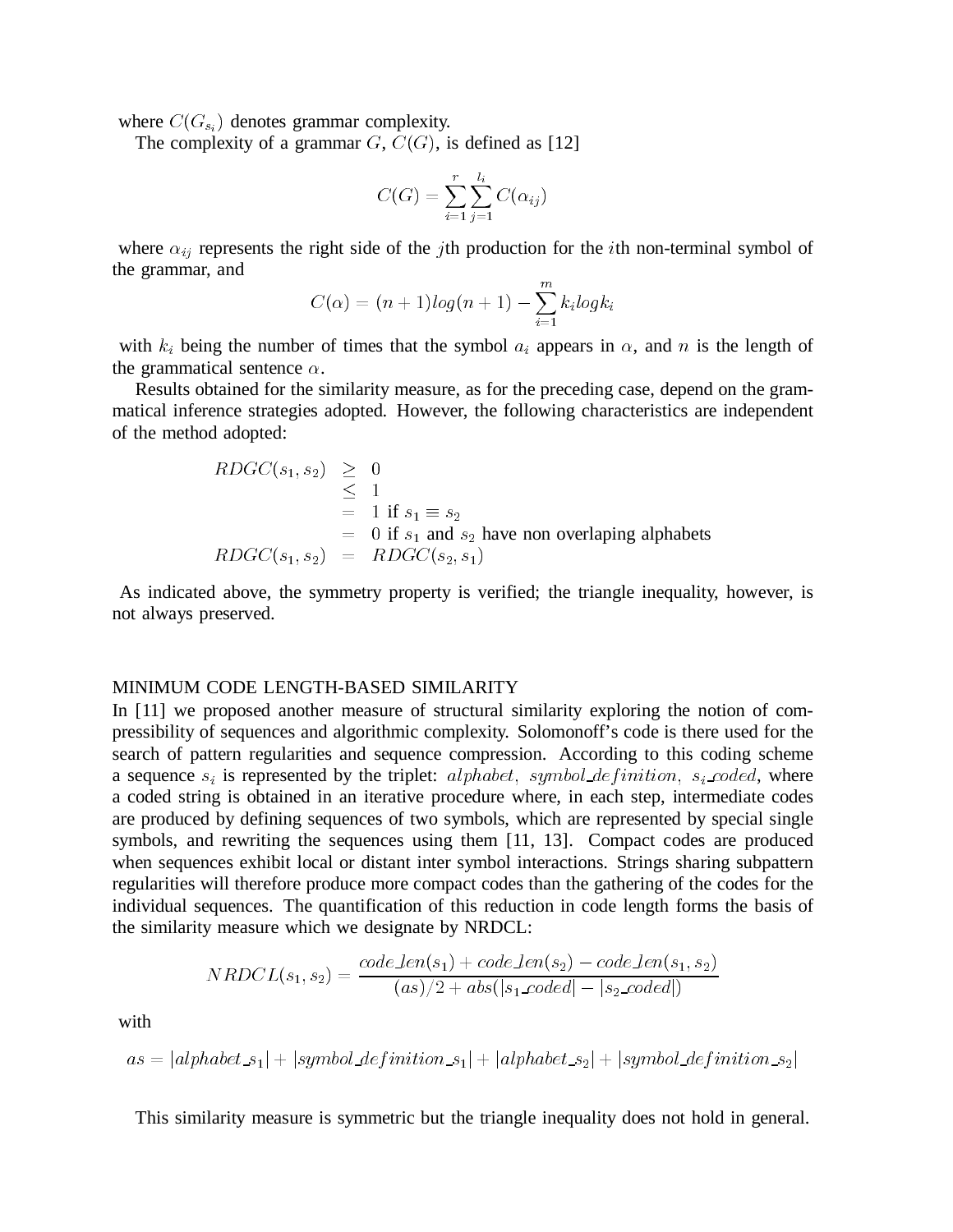where $C(G_{s_i})$ denotes grammar complexity.

The complexity of a grammar $G$, $C(G)$, is defined as [12]

$$C(G) = \sum_{i=1}^{r} \sum_{j=1}^{l_i} C(\alpha_{ij})$$

where $\alpha_{ij}$ represents the right side of the $j$th production for the $i$th non-terminal symbol of the grammar, and

$$C(\alpha) = (n+1)log(n+1) - \sum_{i=1}^{m} k_i log k_i$$

with $k_i$ being the number of times that the symbol $a_i$ appears in $\alpha$, and $n$ is the length of the grammatical sentence $\alpha$.

Results obtained for the similarity measure, as for the preceding case, depend on the grammatical inference strategies adopted. However, the following characteristics are independent of the method adopted:

$$\begin{aligned} RDGC(s_1, s_2) &\geq 0 \\ &\leq 1 \\ &= 1 \text{ if } s_1 \equiv s_2 \\ &= 0 \text{ if } s_1 \text{ and } s_2 \text{ have non overlaping alphabets} \\ RDGC(s_1, s_2) &= RDGC(s_2, s_1) \end{aligned}$$

As indicated above, the symmetry property is verified; the triangle inequality, however, is not always preserved.

## MINIMUM CODE LENGTH-BASED SIMILARITY

In [11] we proposed another measure of structural similarity exploring the notion of compressibility of sequences and algorithmic complexity. Solomonoff's code is there used for the search of pattern regularities and sequence compression. According to this coding scheme a sequence $s_i$ is represented by the triplet: $alphabet,\ symbol\_definition,\ s_i\_coded$, where a coded string is obtained in an iterative procedure where, in each step, intermediate codes are produced by defining sequences of two symbols, which are represented by special single symbols, and rewriting the sequences using them [11, 13]. Compact codes are produced when sequences exhibit local or distant inter symbol interactions. Strings sharing subpattern regularities will therefore produce more compact codes than the gathering of the codes for the individual sequences. The quantification of this reduction in code length forms the basis of the similarity measure which we designate by NRDCL:

$$NRDCL(s_1, s_2) = \frac{code\_len(s_1) + code\_len(s_2) - code\_len(s_1, s_2)}{(as)/2 + abs(|s_1\_coded| - |s_2\_coded|)}$$

with

$$as = |alphabet\_s_1| + |symbol\_definition\_s_1| + |alphabet\_s_2| + |symbol\_definition\_s_2|$$

This similarity measure is symmetric but the triangle inequality does not hold in general.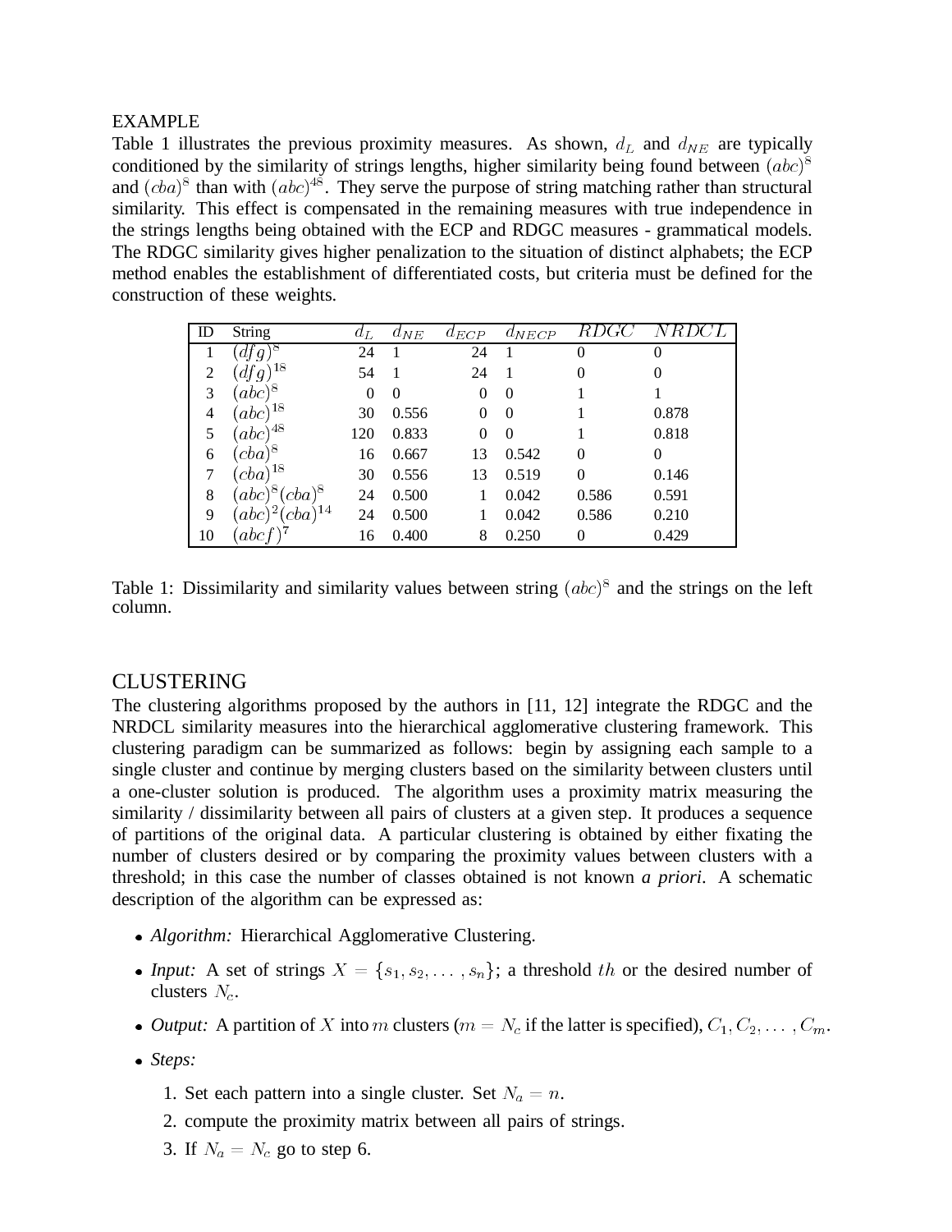EXAMPLE

Table 1 illustrates the previous proximity measures. As shown, $d_L$ and $d_{NE}$ are typically conditioned by the similarity of strings lengths, higher similarity being found between $(abc)^8$ and $(cba)^8$ than with $(abc)^{48}$. They serve the purpose of string matching rather than structural similarity. This effect is compensated in the remaining measures with true independence in the strings lengths being obtained with the ECP and RDGC measures - grammatical models. The RDGC similarity gives higher penalization to the situation of distinct alphabets; the ECP method enables the establishment of differentiated costs, but criteria must be defined for the construction of these weights.

| ID | String | $d_L$ | $d_{NE}$ | $d_{ECP}$ | $d_{NECP}$ | $RDGC$ | $NRDCL$ |
|---|---|---|---|---|---|---|---|
| 1 | $(dfg)^8$ | 24 | 1 | 24 | 1 | 0 | 0 |
| 2 | $(dfg)^{18}$ | 54 | 1 | 24 | 1 | 0 | 0 |
| 3 | $(abc)^8$ | 0 | 0 | 0 | 0 | 1 | 1 |
| 4 | $(abc)^{18}$ | 30 | 0.556 | 0 | 0 | 1 | 0.878 |
| 5 | $(abc)^{48}$ | 120 | 0.833 | 0 | 0 | 1 | 0.818 |
| 6 | $(cba)^8$ | 16 | 0.667 | 13 | 0.542 | 0 | 0 |
| 7 | $(cba)^{18}$ | 30 | 0.556 | 13 | 0.519 | 0 | 0.146 |
| 8 | $(abc)^8(cba)^8$ | 24 | 0.500 | 1 | 0.042 | 0.586 | 0.591 |
| 9 | $(abc)^2(cba)^{14}$ | 24 | 0.500 | 1 | 0.042 | 0.586 | 0.210 |
| 10 | $(abcf)^7$ | 16 | 0.400 | 8 | 0.250 | 0 | 0.429 |

Table 1: Dissimilarity and similarity values between string $(abc)^8$ and the strings on the left column.

## CLUSTERING

The clustering algorithms proposed by the authors in [11, 12] integrate the RDGC and the NRDCL similarity measures into the hierarchical agglomerative clustering framework. This clustering paradigm can be summarized as follows: begin by assigning each sample to a single cluster and continue by merging clusters based on the similarity between clusters until a one-cluster solution is produced. The algorithm uses a proximity matrix measuring the similarity / dissimilarity between all pairs of clusters at a given step. It produces a sequence of partitions of the original data. A particular clustering is obtained by either fixating the number of clusters desired or by comparing the proximity values between clusters with a threshold; in this case the number of classes obtained is not known *a priori*. A schematic description of the algorithm can be expressed as:

- *Algorithm:* Hierarchical Agglomerative Clustering.
- *Input:* A set of strings $X = \{s_1, s_2, \ldots, s_n\}$; a threshold $th$ or the desired number of clusters $N_c$.
- *Output:* A partition of $X$ into $m$ clusters ($m = N_c$ if the latter is specified), $C_1, C_2, \ldots, C_m$.
- *Steps:*
  1. Set each pattern into a single cluster. Set $N_a = n$.
  2. compute the proximity matrix between all pairs of strings.
  3. If $N_a = N_c$ go to step 6.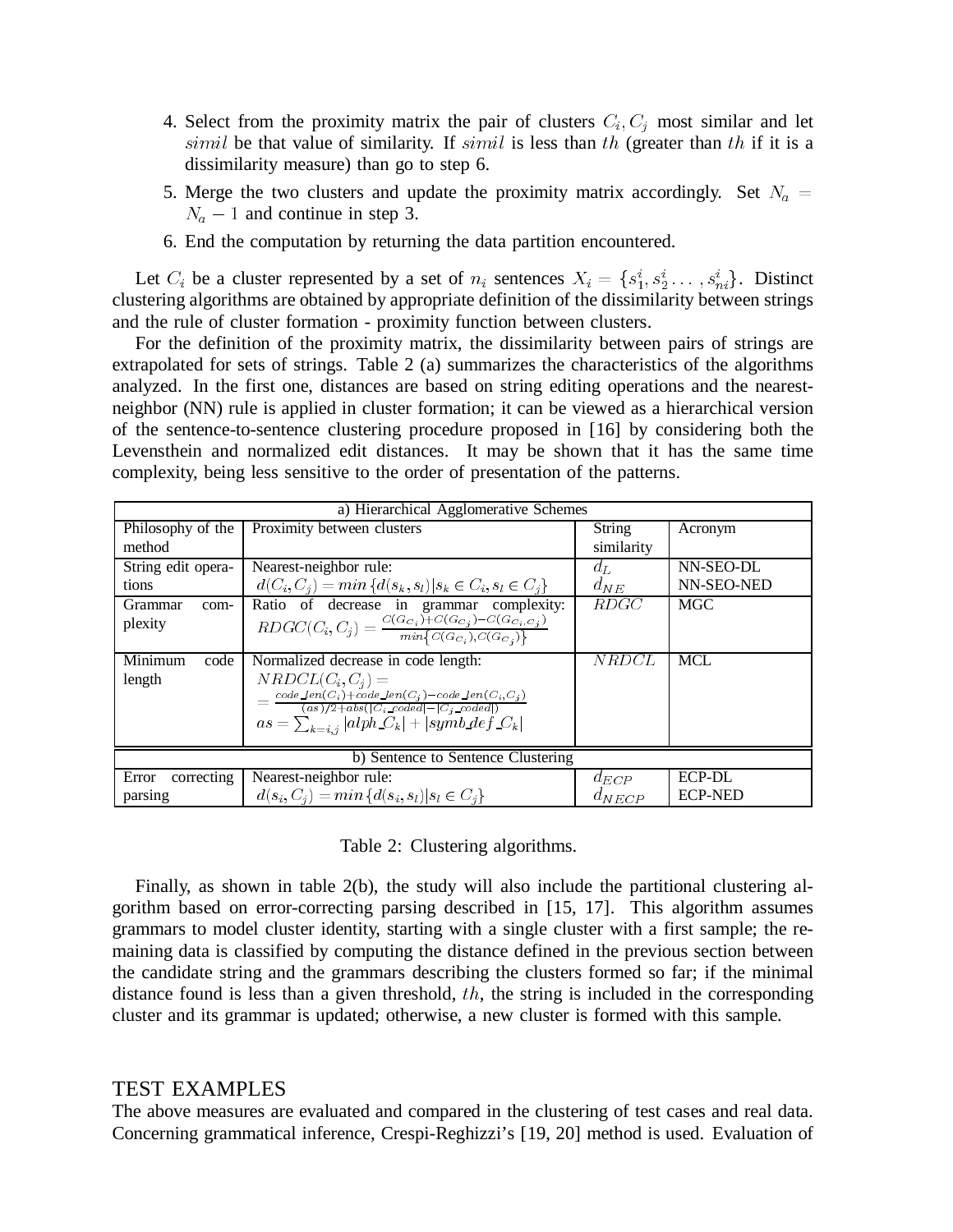4. Select from the proximity matrix the pair of clusters $C_i, C_j$ most similar and let $simil$ be that value of similarity. If $simil$ is less than $th$ (greater than $th$ if it is a dissimilarity measure) than go to step 6.
5. Merge the two clusters and update the proximity matrix accordingly. Set $N_a = N_a - 1$ and continue in step 3.
6. End the computation by returning the data partition encountered.

Let $C_i$ be a cluster represented by a set of $n_i$ sentences $X_i = \{s^i_1, s^i_2 \ldots, s^i_{ni}\}$. Distinct clustering algorithms are obtained by appropriate definition of the dissimilarity between strings and the rule of cluster formation - proximity function between clusters.

For the definition of the proximity matrix, the dissimilarity between pairs of strings are extrapolated for sets of strings. Table 2 (a) summarizes the characteristics of the algorithms analyzed. In the first one, distances are based on string editing operations and the nearest-neighbor (NN) rule is applied in cluster formation; it can be viewed as a hierarchical version of the sentence-to-sentence clustering procedure proposed in [16] by considering both the Levensthein and normalized edit distances. It may be shown that it has the same time complexity, being less sensitive to the order of presentation of the patterns.

| a) Hierarchical Agglomerative Schemes | | | |
|---|---|---|---|
| Philosophy of the method | Proximity between clusters | String similarity | Acronym |
| String edit operations | Nearest-neighbor rule: $d(C_i, C_j) = min\{d(s_k, s_l) \vert s_k \in C_i, s_l \in C_j\}$ | $d_L$ <br> $d_{NE}$ | NN-SEO-DL <br> NN-SEO-NED |
| Grammar complexity | Ratio of decrease in grammar complexity: $RDGC(C_i, C_j) = \frac{C(G_{C_i})+C(G_{C_j})-C(G_{C_i,C_j})}{min\{C(G_{C_i}),C(G_{C_j})\}}$ | $RDGC$ | MGC |
| Minimum code length | Normalized decrease in code length: $NRDCL(C_i, C_j) =$ $= \frac{code\_len(C_i)+code\_len(C_j)-code\_len(C_i,C_j)}{(as)/2+abs(\vert C_i\_coded\vert - \vert C_j\_coded\vert)}$ $as = \sum_{k=i,j} \vert alph\_C_k\vert + \vert symb\_def\_C_k\vert$ | $NRDCL$ | MCL |
| **b) Sentence to Sentence Clustering** | | | |
| Error correcting parsing | Nearest-neighbor rule: $d(s_i, C_j) = min\{d(s_i, s_l) \vert s_l \in C_j\}$ | $d_{ECP}$ <br> $d_{NECP}$ | ECP-DL <br> ECP-NED |

Table 2: Clustering algorithms.

Finally, as shown in table 2(b), the study will also include the partitional clustering algorithm based on error-correcting parsing described in [15, 17]. This algorithm assumes grammars to model cluster identity, starting with a single cluster with a first sample; the remaining data is classified by computing the distance defined in the previous section between the candidate string and the grammars describing the clusters formed so far; if the minimal distance found is less than a given threshold, $th$, the string is included in the corresponding cluster and its grammar is updated; otherwise, a new cluster is formed with this sample.

# TEST EXAMPLES

The above measures are evaluated and compared in the clustering of test cases and real data. Concerning grammatical inference, Crespi-Reghizzi's [19, 20] method is used. Evaluation of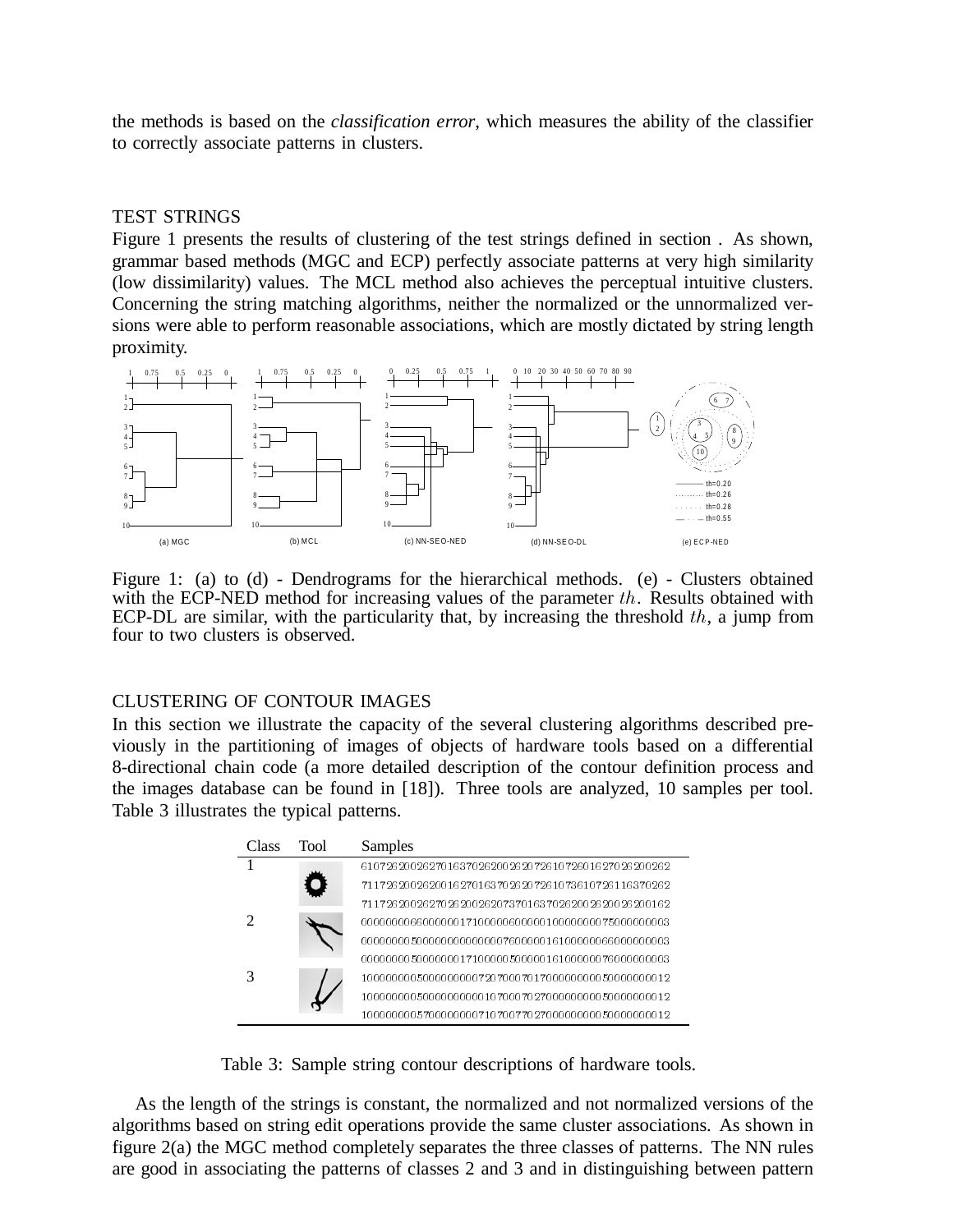the methods is based on the *classification error*, which measures the ability of the classifier to correctly associate patterns in clusters.

## TEST STRINGS

Figure 1 presents the results of clustering of the test strings defined in section . As shown, grammar based methods (MGC and ECP) perfectly associate patterns at very high similarity (low dissimilarity) values. The MCL method also achieves the perceptual intuitive clusters. Concerning the string matching algorithms, neither the normalized or the unnormalized versions were able to perform reasonable associations, which are mostly dictated by string length proximity.

Figure 1: (a) to (d) - Dendrograms for the hierarchical methods. (e) - Clusters obtained with the ECP-NED method for increasing values of the parameter $th$. Results obtained with ECP-DL are similar, with the particularity that, by increasing the threshold $th$, a jump from four to two clusters is observed.

## CLUSTERING OF CONTOUR IMAGES

In this section we illustrate the capacity of the several clustering algorithms described previously in the partitioning of images of objects of hardware tools based on a differential 8-directional chain code (a more detailed description of the contour definition process and the images database can be found in [18]). Three tools are analyzed, 10 samples per tool. Table 3 illustrates the typical patterns.

| Class | Tool | Samples |
|---|---|---|
| 1 | | 6107262002627016370262002620726107260162702620026 2 |
| | | 711726200262001627016370262072610736107261163702 62 |
| | | 711726200262702620026207370163702620026200262001 62 |
| 2 | | 000000006600000017100000600000100000000750000000 03 |
| | | 000000005000000000000076000001610000000660000000 03 |
| | | 000000005000000171000005000001610000000760000000 03 |
| 3 | | 100000000500000000072070007017000000000500000000 12 |
| | | 100000000500000000001070007027000000000500000000 12 |
| | | 100000000570000000071070077027000000000500000000 12 |

Table 3: Sample string contour descriptions of hardware tools.

As the length of the strings is constant, the normalized and not normalized versions of the algorithms based on string edit operations provide the same cluster associations. As shown in figure 2(a) the MGC method completely separates the three classes of patterns. The NN rules are good in associating the patterns of classes 2 and 3 and in distinguishing between pattern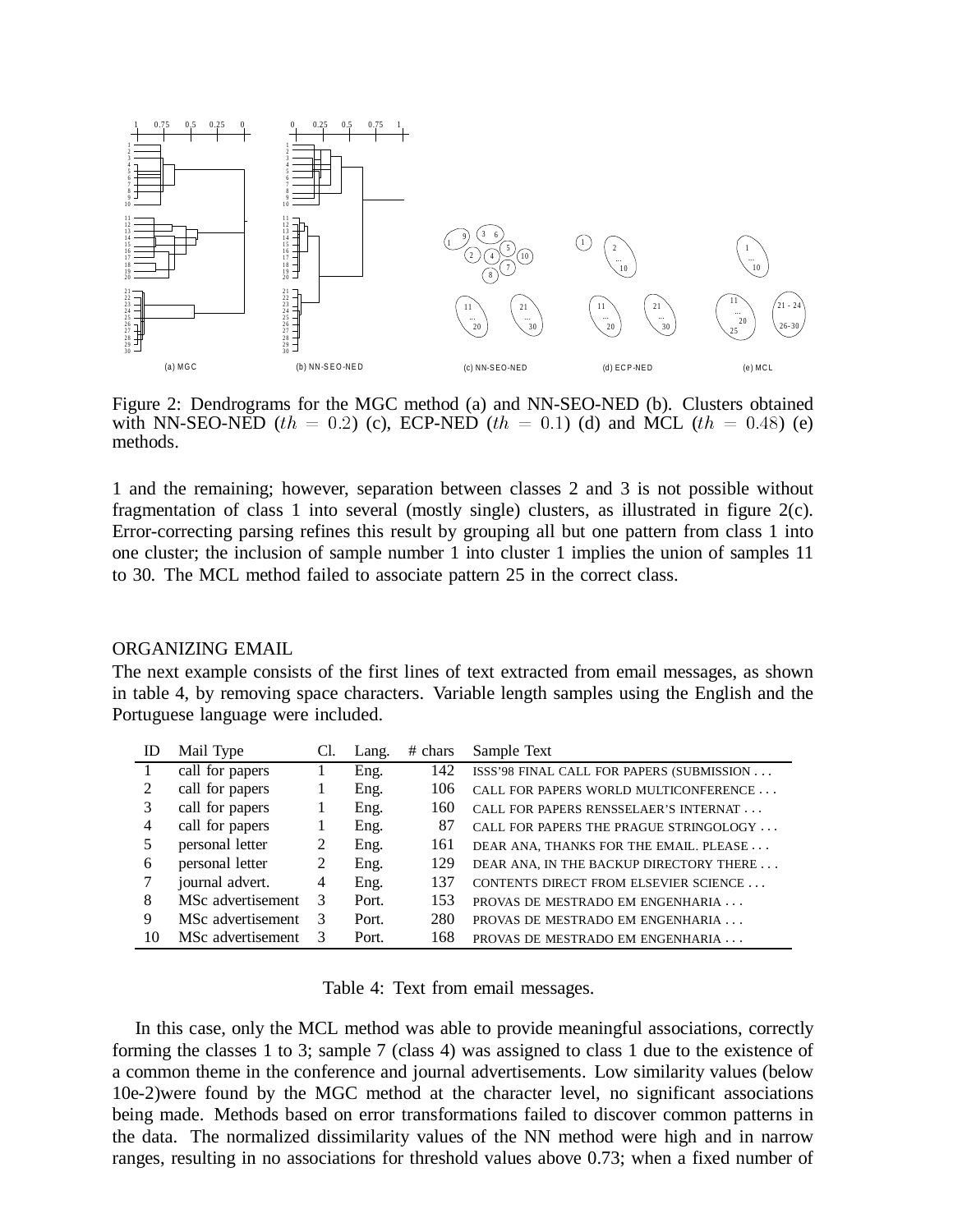Figure 2: Dendrograms for the MGC method (a) and NN-SEO-NED (b). Clusters obtained with NN-SEO-NED ($th = 0.2$) (c), ECP-NED ($th = 0.1$) (d) and MCL ($th = 0.48$) (e) methods.

1 and the remaining; however, separation between classes 2 and 3 is not possible without fragmentation of class 1 into several (mostly single) clusters, as illustrated in figure 2(c). Error-correcting parsing refines this result by grouping all but one pattern from class 1 into one cluster; the inclusion of sample number 1 into cluster 1 implies the union of samples 11 to 30. The MCL method failed to associate pattern 25 in the correct class.

## ORGANIZING EMAIL

The next example consists of the first lines of text extracted from email messages, as shown in table 4, by removing space characters. Variable length samples using the English and the Portuguese language were included.

| ID | Mail Type | Cl. | Lang. | # chars | Sample Text |
|---|---|---|---|---|---|
| 1 | call for papers | 1 | Eng. | 142 | ISSS'98 FINAL CALL FOR PAPERS (SUBMISSION ... |
| 2 | call for papers | 1 | Eng. | 106 | CALL FOR PAPERS WORLD MULTICONFERENCE ... |
| 3 | call for papers | 1 | Eng. | 160 | CALL FOR PAPERS RENSSELAER'S INTERNAT ... |
| 4 | call for papers | 1 | Eng. | 87 | CALL FOR PAPERS THE PRAGUE STRINGOLOGY ... |
| 5 | personal letter | 2 | Eng. | 161 | DEAR ANA, THANKS FOR THE EMAIL. PLEASE ... |
| 6 | personal letter | 2 | Eng. | 129 | DEAR ANA, IN THE BACKUP DIRECTORY THERE ... |
| 7 | journal advert. | 4 | Eng. | 137 | CONTENTS DIRECT FROM ELSEVIER SCIENCE ... |
| 8 | MSc advertisement | 3 | Port. | 153 | PROVAS DE MESTRADO EM ENGENHARIA ... |
| 9 | MSc advertisement | 3 | Port. | 280 | PROVAS DE MESTRADO EM ENGENHARIA ... |
| 10 | MSc advertisement | 3 | Port. | 168 | PROVAS DE MESTRADO EM ENGENHARIA ... |

Table 4: Text from email messages.

In this case, only the MCL method was able to provide meaningful associations, correctly forming the classes 1 to 3; sample 7 (class 4) was assigned to class 1 due to the existence of a common theme in the conference and journal advertisements. Low similarity values (below 10e-2)were found by the MGC method at the character level, no significant associations being made. Methods based on error transformations failed to discover common patterns in the data. The normalized dissimilarity values of the NN method were high and in narrow ranges, resulting in no associations for threshold values above 0.73; when a fixed number of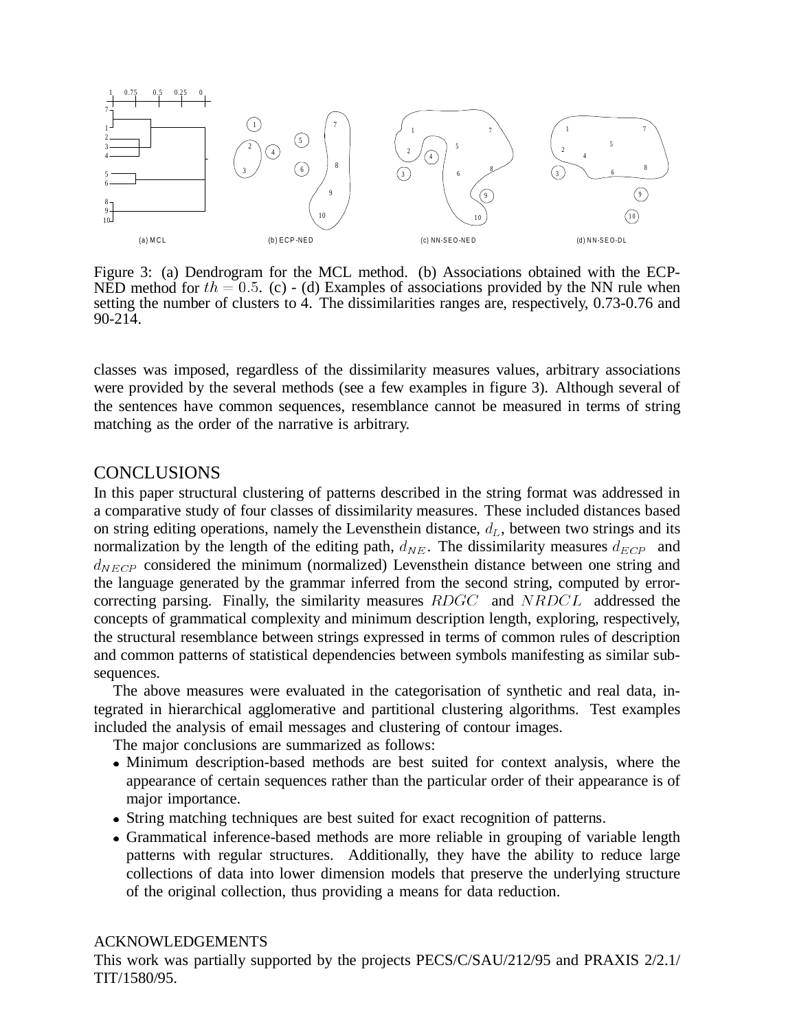Figure 3: (a) Dendrogram for the MCL method. (b) Associations obtained with the ECP-NED method for $th = 0.5$. (c) - (d) Examples of associations provided by the NN rule when setting the number of clusters to 4. The dissimilarities ranges are, respectively, 0.73-0.76 and 90-214.

classes was imposed, regardless of the dissimilarity measures values, arbitrary associations were provided by the several methods (see a few examples in figure 3). Although several of the sentences have common sequences, resemblance cannot be measured in terms of string matching as the order of the narrative is arbitrary.

## CONCLUSIONS

In this paper structural clustering of patterns described in the string format was addressed in a comparative study of four classes of dissimilarity measures. These included distances based on string editing operations, namely the Levensthein distance, $d_L$, between two strings and its normalization by the length of the editing path, $d_{NE}$. The dissimilarity measures $d_{ECP}$ and $d_{NECP}$ considered the minimum (normalized) Levensthein distance between one string and the language generated by the grammar inferred from the second string, computed by error-correcting parsing. Finally, the similarity measures $RDGC$ and $NRDCL$ addressed the concepts of grammatical complexity and minimum description length, exploring, respectively, the structural resemblance between strings expressed in terms of common rules of description and common patterns of statistical dependencies between symbols manifesting as similar sub-sequences.

The above measures were evaluated in the categorisation of synthetic and real data, integrated in hierarchical agglomerative and partitional clustering algorithms. Test examples included the analysis of email messages and clustering of contour images.

The major conclusions are summarized as follows:

- Minimum description-based methods are best suited for context analysis, where the appearance of certain sequences rather than the particular order of their appearance is of major importance.
- String matching techniques are best suited for exact recognition of patterns.
- Grammatical inference-based methods are more reliable in grouping of variable length patterns with regular structures. Additionally, they have the ability to reduce large collections of data into lower dimension models that preserve the underlying structure of the original collection, thus providing a means for data reduction.

### ACKNOWLEDGEMENTS

This work was partially supported by the projects PECS/C/SAU/212/95 and PRAXIS 2/2.1/TIT/1580/95.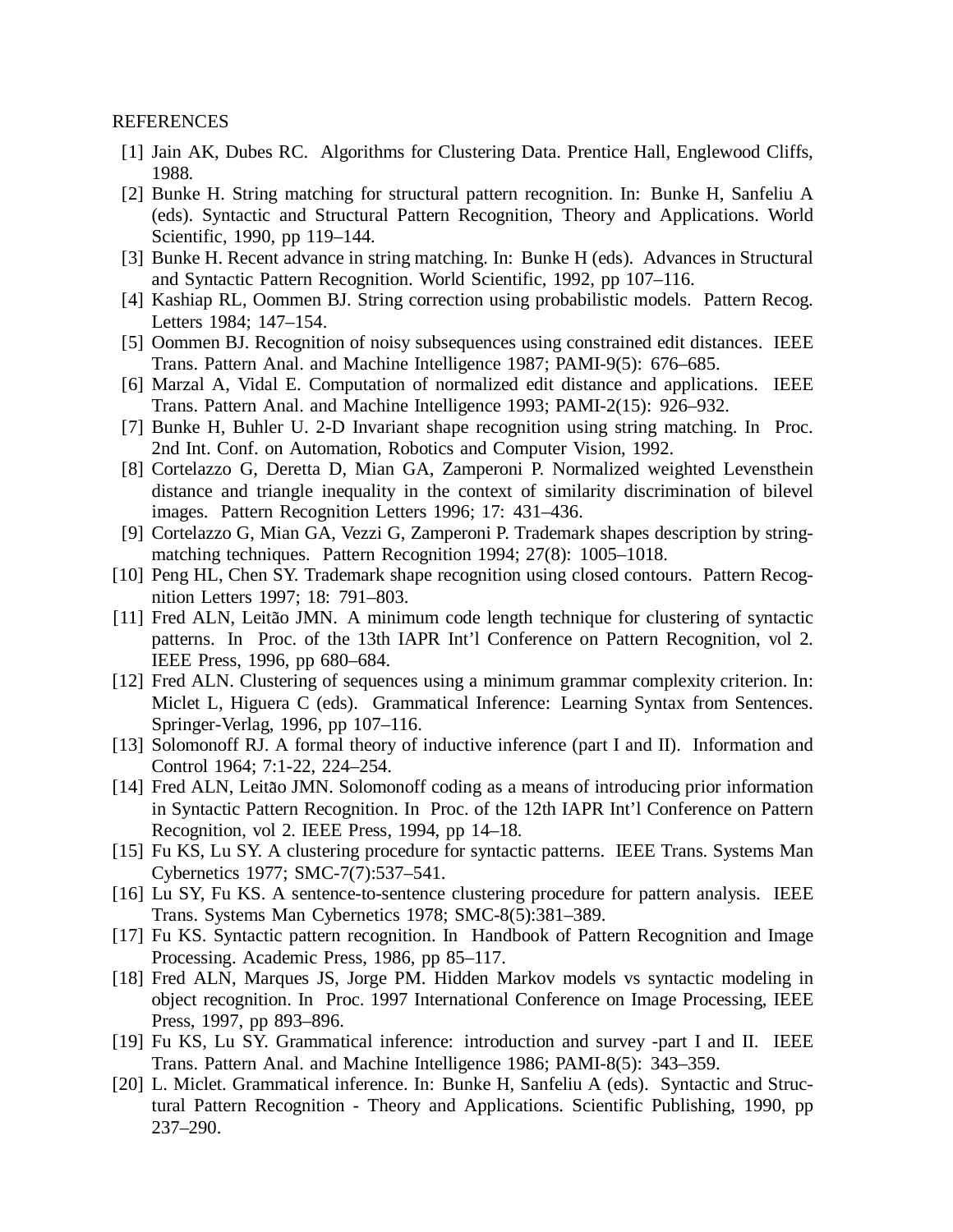REFERENCES

[1] Jain AK, Dubes RC. Algorithms for Clustering Data. Prentice Hall, Englewood Cliffs, 1988.

[2] Bunke H. String matching for structural pattern recognition. In: Bunke H, Sanfeliu A (eds). Syntactic and Structural Pattern Recognition, Theory and Applications. World Scientific, 1990, pp 119–144.

[3] Bunke H. Recent advance in string matching. In: Bunke H (eds). Advances in Structural and Syntactic Pattern Recognition. World Scientific, 1992, pp 107–116.

[4] Kashiap RL, Oommen BJ. String correction using probabilistic models. Pattern Recog. Letters 1984; 147–154.

[5] Oommen BJ. Recognition of noisy subsequences using constrained edit distances. IEEE Trans. Pattern Anal. and Machine Intelligence 1987; PAMI-9(5): 676–685.

[6] Marzal A, Vidal E. Computation of normalized edit distance and applications. IEEE Trans. Pattern Anal. and Machine Intelligence 1993; PAMI-2(15): 926–932.

[7] Bunke H, Buhler U. 2-D Invariant shape recognition using string matching. In Proc. 2nd Int. Conf. on Automation, Robotics and Computer Vision, 1992.

[8] Cortelazzo G, Deretta D, Mian GA, Zamperoni P. Normalized weighted Levensthein distance and triangle inequality in the context of similarity discrimination of bilevel images. Pattern Recognition Letters 1996; 17: 431–436.

[9] Cortelazzo G, Mian GA, Vezzi G, Zamperoni P. Trademark shapes description by string-matching techniques. Pattern Recognition 1994; 27(8): 1005–1018.

[10] Peng HL, Chen SY. Trademark shape recognition using closed contours. Pattern Recognition Letters 1997; 18: 791–803.

[11] Fred ALN, Leitão JMN. A minimum code length technique for clustering of syntactic patterns. In Proc. of the 13th IAPR Int'l Conference on Pattern Recognition, vol 2. IEEE Press, 1996, pp 680–684.

[12] Fred ALN. Clustering of sequences using a minimum grammar complexity criterion. In: Miclet L, Higuera C (eds). Grammatical Inference: Learning Syntax from Sentences. Springer-Verlag, 1996, pp 107–116.

[13] Solomonoff RJ. A formal theory of inductive inference (part I and II). Information and Control 1964; 7:1-22, 224–254.

[14] Fred ALN, Leitão JMN. Solomonoff coding as a means of introducing prior information in Syntactic Pattern Recognition. In Proc. of the 12th IAPR Int'l Conference on Pattern Recognition, vol 2. IEEE Press, 1994, pp 14–18.

[15] Fu KS, Lu SY. A clustering procedure for syntactic patterns. IEEE Trans. Systems Man Cybernetics 1977; SMC-7(7):537–541.

[16] Lu SY, Fu KS. A sentence-to-sentence clustering procedure for pattern analysis. IEEE Trans. Systems Man Cybernetics 1978; SMC-8(5):381–389.

[17] Fu KS. Syntactic pattern recognition. In Handbook of Pattern Recognition and Image Processing. Academic Press, 1986, pp 85–117.

[18] Fred ALN, Marques JS, Jorge PM. Hidden Markov models vs syntactic modeling in object recognition. In Proc. 1997 International Conference on Image Processing, IEEE Press, 1997, pp 893–896.

[19] Fu KS, Lu SY. Grammatical inference: introduction and survey -part I and II. IEEE Trans. Pattern Anal. and Machine Intelligence 1986; PAMI-8(5): 343–359.

[20] L. Miclet. Grammatical inference. In: Bunke H, Sanfeliu A (eds). Syntactic and Structural Pattern Recognition - Theory and Applications. Scientific Publishing, 1990, pp 237–290.